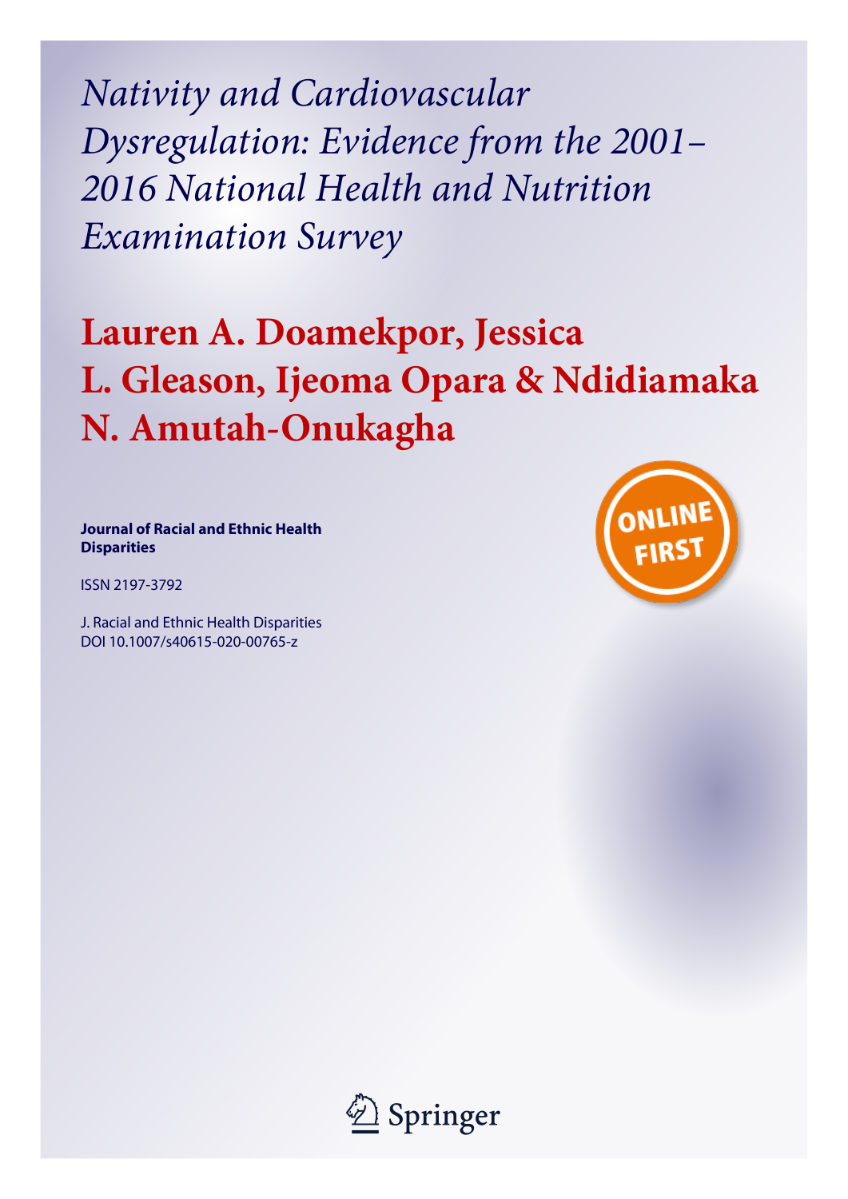# *Nativity and Cardiovascular Dysregulation: Evidence from the 2001–2016 National Health and Nutrition Examination Survey*

## Lauren A. Doamekpor, Jessica L. Gleason, Ijeoma Opara & Ndidiamaka N. Amutah-Onukagha

**Journal of Racial and Ethnic Health Disparities**

ISSN 2197-3792

J. Racial and Ethnic Health Disparities
DOI 10.1007/s40615-020-00765-z

ONLINE FIRST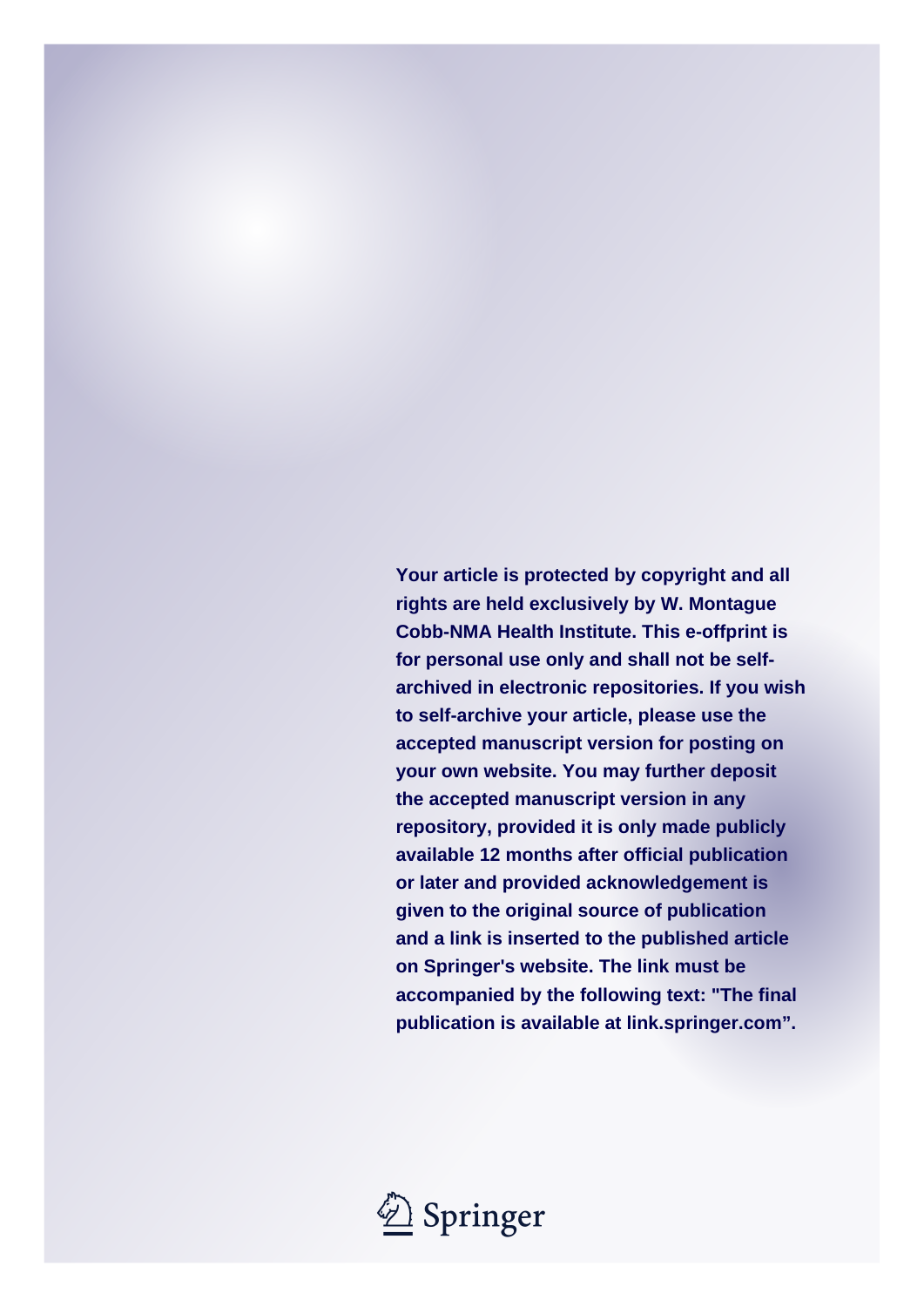**Your article is protected by copyright and all rights are held exclusively by W. Montague Cobb-NMA Health Institute. This e-offprint is for personal use only and shall not be self-archived in electronic repositories. If you wish to self-archive your article, please use the accepted manuscript version for posting on your own website. You may further deposit the accepted manuscript version in any repository, provided it is only made publicly available 12 months after official publication or later and provided acknowledgement is given to the original source of publication and a link is inserted to the published article on Springer's website. The link must be accompanied by the following text: "The final publication is available at link.springer.com".**

Springer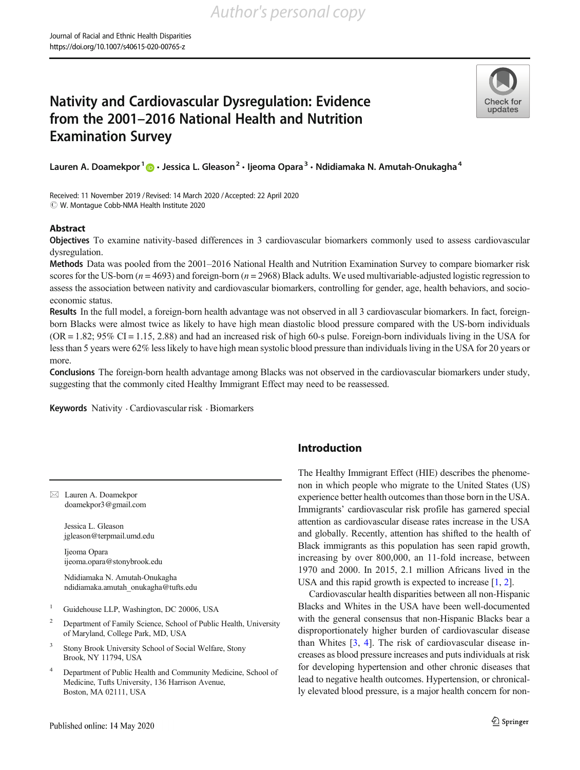# Nativity and Cardiovascular Dysregulation: Evidence from the 2001–2016 National Health and Nutrition Examination Survey

**Lauren A. Doamekpor**[1] · **Jessica L. Gleason**[2] · **Ijeoma Opara**[3] · **Ndidiamaka N. Amutah-Onukagha**[4]

Received: 11 November 2019 / Revised: 14 March 2020 / Accepted: 22 April 2020
© W. Montague Cobb-NMA Health Institute 2020

## Abstract

**Objectives** To examine nativity-based differences in 3 cardiovascular biomarkers commonly used to assess cardiovascular dysregulation.

**Methods** Data was pooled from the 2001–2016 National Health and Nutrition Examination Survey to compare biomarker risk scores for the US-born (*n* = 4693) and foreign-born (*n* = 2968) Black adults. We used multivariable-adjusted logistic regression to assess the association between nativity and cardiovascular biomarkers, controlling for gender, age, health behaviors, and socio-economic status.

**Results** In the full model, a foreign-born health advantage was not observed in all 3 cardiovascular biomarkers. In fact, foreign-born Blacks were almost twice as likely to have high mean diastolic blood pressure compared with the US-born individuals (OR = 1.82; 95% CI = 1.15, 2.88) and had an increased risk of high 60-s pulse. Foreign-born individuals living in the USA for less than 5 years were 62% less likely to have high mean systolic blood pressure than individuals living in the USA for 20 years or more.

**Conclusions** The foreign-born health advantage among Blacks was not observed in the cardiovascular biomarkers under study, suggesting that the commonly cited Healthy Immigrant Effect may need to be reassessed.

**Keywords** Nativity · Cardiovascular risk · Biomarkers

---

✉ Lauren A. Doamekpor
doamekpor3@gmail.com

Jessica L. Gleason
jgleason@terpmail.umd.edu

Ijeoma Opara
ijeoma.opara@stonybrook.edu

Ndidiamaka N. Amutah-Onukagha
ndidiamaka.amutah_onukagha@tufts.edu

[1] Guidehouse LLP, Washington, DC 20006, USA

[2] Department of Family Science, School of Public Health, University of Maryland, College Park, MD, USA

[3] Stony Brook University School of Social Welfare, Stony Brook, NY 11794, USA

[4] Department of Public Health and Community Medicine, School of Medicine, Tufts University, 136 Harrison Avenue, Boston, MA 02111, USA

Published online: 14 May 2020

## Introduction

The Healthy Immigrant Effect (HIE) describes the phenomenon in which people who migrate to the United States (US) experience better health outcomes than those born in the USA. Immigrants' cardiovascular risk profile has garnered special attention as cardiovascular disease rates increase in the USA and globally. Recently, attention has shifted to the health of Black immigrants as this population has seen rapid growth, increasing by over 800,000, an 11-fold increase, between 1970 and 2000. In 2015, 2.1 million Africans lived in the USA and this rapid growth is expected to increase [1, 2].

Cardiovascular health disparities between all non-Hispanic Blacks and Whites in the USA have been well-documented with the general consensus that non-Hispanic Blacks bear a disproportionately higher burden of cardiovascular disease than Whites [3, 4]. The risk of cardiovascular disease increases as blood pressure increases and puts individuals at risk for developing hypertension and other chronic diseases that lead to negative health outcomes. Hypertension, or chronically elevated blood pressure, is a major health concern for non-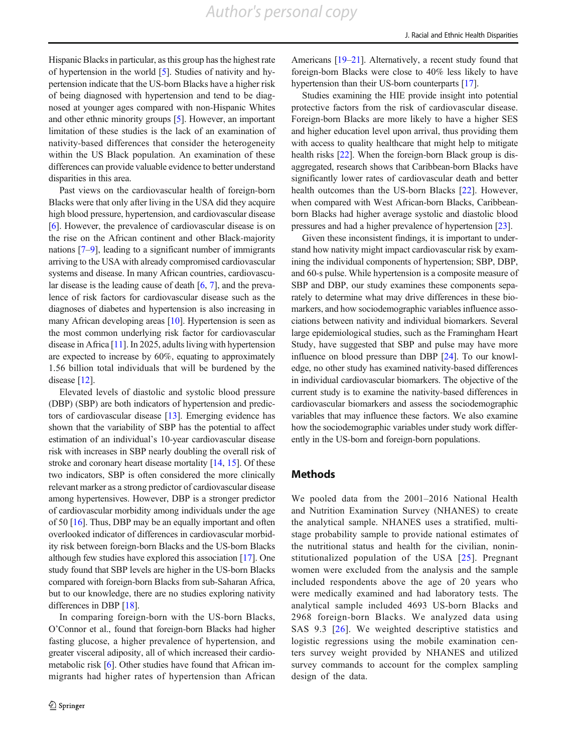Hispanic Blacks in particular, as this group has the highest rate of hypertension in the world [5]. Studies of nativity and hypertension indicate that the US-born Blacks have a higher risk of being diagnosed with hypertension and tend to be diagnosed at younger ages compared with non-Hispanic Whites and other ethnic minority groups [5]. However, an important limitation of these studies is the lack of an examination of nativity-based differences that consider the heterogeneity within the US Black population. An examination of these differences can provide valuable evidence to better understand disparities in this area.

Past views on the cardiovascular health of foreign-born Blacks were that only after living in the USA did they acquire high blood pressure, hypertension, and cardiovascular disease [6]. However, the prevalence of cardiovascular disease is on the rise on the African continent and other Black-majority nations [7–9], leading to a significant number of immigrants arriving to the USA with already compromised cardiovascular systems and disease. In many African countries, cardiovascular disease is the leading cause of death [6, 7], and the prevalence of risk factors for cardiovascular disease such as the diagnoses of diabetes and hypertension is also increasing in many African developing areas [10]. Hypertension is seen as the most common underlying risk factor for cardiovascular disease in Africa [11]. In 2025, adults living with hypertension are expected to increase by 60%, equating to approximately 1.56 billion total individuals that will be burdened by the disease [12].

Elevated levels of diastolic and systolic blood pressure (DBP) (SBP) are both indicators of hypertension and predictors of cardiovascular disease [13]. Emerging evidence has shown that the variability of SBP has the potential to affect estimation of an individual's 10-year cardiovascular disease risk with increases in SBP nearly doubling the overall risk of stroke and coronary heart disease mortality [14, 15]. Of these two indicators, SBP is often considered the more clinically relevant marker as a strong predictor of cardiovascular disease among hypertensives. However, DBP is a stronger predictor of cardiovascular morbidity among individuals under the age of 50 [16]. Thus, DBP may be an equally important and often overlooked indicator of differences in cardiovascular morbidity risk between foreign-born Blacks and the US-born Blacks although few studies have explored this association [17]. One study found that SBP levels are higher in the US-born Blacks compared with foreign-born Blacks from sub-Saharan Africa, but to our knowledge, there are no studies exploring nativity differences in DBP [18].

In comparing foreign-born with the US-born Blacks, O'Connor et al., found that foreign-born Blacks had higher fasting glucose, a higher prevalence of hypertension, and greater visceral adiposity, all of which increased their cardiometabolic risk [6]. Other studies have found that African immigrants had higher rates of hypertension than African Americans [19–21]. Alternatively, a recent study found that foreign-born Blacks were close to 40% less likely to have hypertension than their US-born counterparts [17].

Studies examining the HIE provide insight into potential protective factors from the risk of cardiovascular disease. Foreign-born Blacks are more likely to have a higher SES and higher education level upon arrival, thus providing them with access to quality healthcare that might help to mitigate health risks [22]. When the foreign-born Black group is disaggregated, research shows that Caribbean-born Blacks have significantly lower rates of cardiovascular death and better health outcomes than the US-born Blacks [22]. However, when compared with West African-born Blacks, Caribbean-born Blacks had higher average systolic and diastolic blood pressures and had a higher prevalence of hypertension [23].

Given these inconsistent findings, it is important to understand how nativity might impact cardiovascular risk by examining the individual components of hypertension; SBP, DBP, and 60-s pulse. While hypertension is a composite measure of SBP and DBP, our study examines these components separately to determine what may drive differences in these biomarkers, and how sociodemographic variables influence associations between nativity and individual biomarkers. Several large epidemiological studies, such as the Framingham Heart Study, have suggested that SBP and pulse may have more influence on blood pressure than DBP [24]. To our knowledge, no other study has examined nativity-based differences in individual cardiovascular biomarkers. The objective of the current study is to examine the nativity-based differences in cardiovascular biomarkers and assess the sociodemographic variables that may influence these factors. We also examine how the sociodemographic variables under study work differently in the US-born and foreign-born populations.

## Methods

We pooled data from the 2001–2016 National Health and Nutrition Examination Survey (NHANES) to create the analytical sample. NHANES uses a stratified, multistage probability sample to provide national estimates of the nutritional status and health for the civilian, noninstitutionalized population of the USA [25]. Pregnant women were excluded from the analysis and the sample included respondents above the age of 20 years who were medically examined and had laboratory tests. The analytical sample included 4693 US-born Blacks and 2968 foreign-born Blacks. We analyzed data using SAS 9.3 [26]. We weighted descriptive statistics and logistic regressions using the mobile examination centers survey weight provided by NHANES and utilized survey commands to account for the complex sampling design of the data.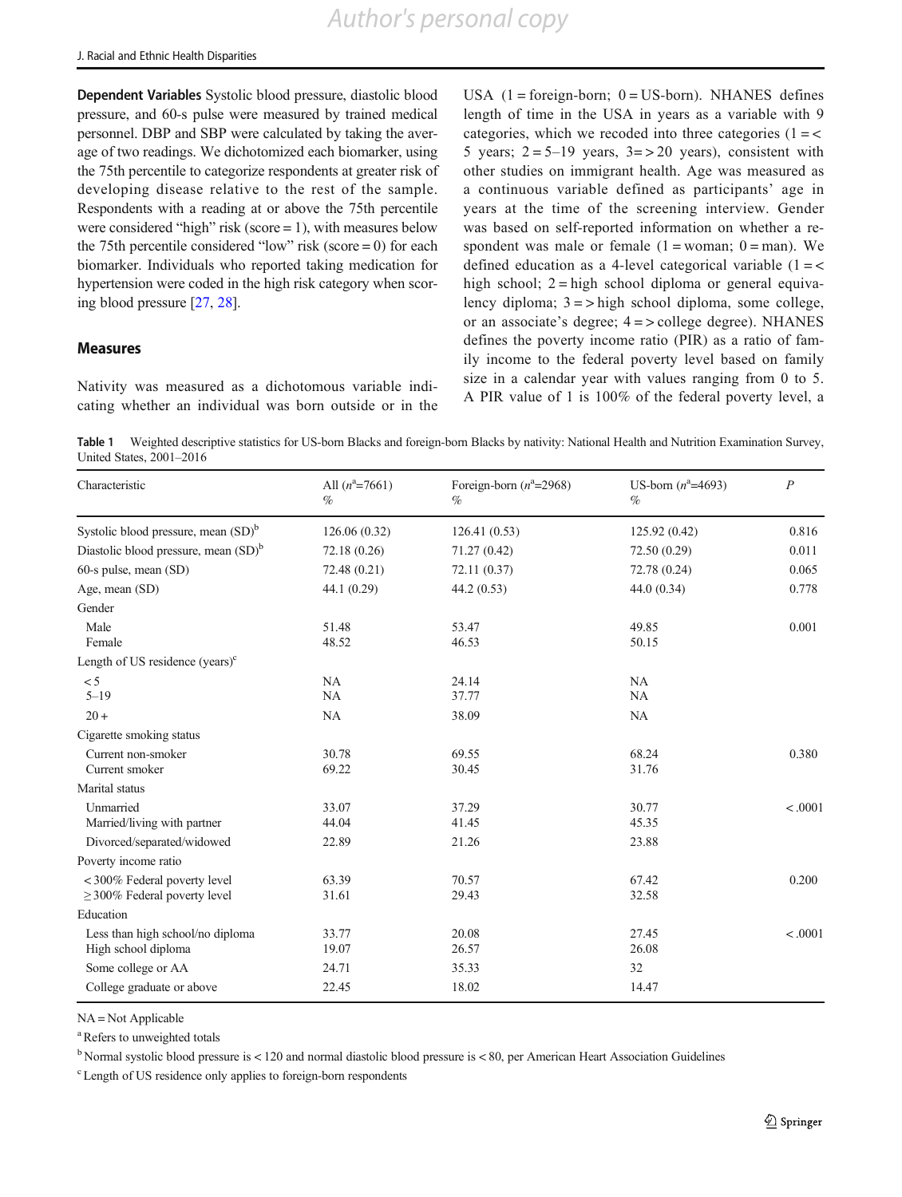**Dependent Variables** Systolic blood pressure, diastolic blood pressure, and 60-s pulse were measured by trained medical personnel. DBP and SBP were calculated by taking the average of two readings. We dichotomized each biomarker, using the 75th percentile to categorize respondents at greater risk of developing disease relative to the rest of the sample. Respondents with a reading at or above the 75th percentile were considered "high" risk (score = 1), with measures below the 75th percentile considered "low" risk (score = 0) for each biomarker. Individuals who reported taking medication for hypertension were coded in the high risk category when scoring blood pressure [27, 28].

## Measures

Nativity was measured as a dichotomous variable indicating whether an individual was born outside or in the USA (1 = foreign-born; 0 = US-born). NHANES defines length of time in the USA in years as a variable with 9 categories, which we recoded into three categories (1 = < 5 years; 2 = 5–19 years, 3= > 20 years), consistent with other studies on immigrant health. Age was measured as a continuous variable defined as participants' age in years at the time of the screening interview. Gender was based on self-reported information on whether a respondent was male or female (1 = woman; 0 = man). We defined education as a 4-level categorical variable (1 = < high school; 2 = high school diploma or general equivalency diploma; 3 = > high school diploma, some college, or an associate's degree; 4 = > college degree). NHANES defines the poverty income ratio (PIR) as a ratio of family income to the federal poverty level based on family size in a calendar year with values ranging from 0 to 5. A PIR value of 1 is 100% of the federal poverty level, a

**Table 1** Weighted descriptive statistics for US-born Blacks and foreign-born Blacks by nativity: National Health and Nutrition Examination Survey, United States, 2001–2016

| Characteristic | All ($n^a$=7661) % | Foreign-born ($n^a$=2968) % | US-born ($n^a$=4693) % | $P$ |
|---|---|---|---|---|
| Systolic blood pressure, mean (SD)[b] | 126.06 (0.32) | 126.41 (0.53) | 125.92 (0.42) | 0.816 |
| Diastolic blood pressure, mean (SD)[b] | 72.18 (0.26) | 71.27 (0.42) | 72.50 (0.29) | 0.011 |
| 60-s pulse, mean (SD) | 72.48 (0.21) | 72.11 (0.37) | 72.78 (0.24) | 0.065 |
| Age, mean (SD) | 44.1 (0.29) | 44.2 (0.53) | 44.0 (0.34) | 0.778 |
| Gender | | | | |
| Male | 51.48 | 53.47 | 49.85 | 0.001 |
| Female | 48.52 | 46.53 | 50.15 | |
| Length of US residence (years)[c] | | | | |
| < 5 | NA | 24.14 | NA | |
| 5–19 | NA | 37.77 | NA | |
| 20 + | NA | 38.09 | NA | |
| Cigarette smoking status | | | | |
| Current non-smoker | 30.78 | 69.55 | 68.24 | 0.380 |
| Current smoker | 69.22 | 30.45 | 31.76 | |
| Marital status | | | | |
| Unmarried | 33.07 | 37.29 | 30.77 | < .0001 |
| Married/living with partner | 44.04 | 41.45 | 45.35 | |
| Divorced/separated/widowed | 22.89 | 21.26 | 23.88 | |
| Poverty income ratio | | | | |
| < 300% Federal poverty level | 63.39 | 70.57 | 67.42 | 0.200 |
| ≥ 300% Federal poverty level | 31.61 | 29.43 | 32.58 | |
| Education | | | | |
| Less than high school/no diploma | 33.77 | 20.08 | 27.45 | < .0001 |
| High school diploma | 19.07 | 26.57 | 26.08 | |
| Some college or AA | 24.71 | 35.33 | 32 | |
| College graduate or above | 22.45 | 18.02 | 14.47 | |

NA = Not Applicable

[a] Refers to unweighted totals

[b] Normal systolic blood pressure is < 120 and normal diastolic blood pressure is < 80, per American Heart Association Guidelines

[c] Length of US residence only applies to foreign-born respondents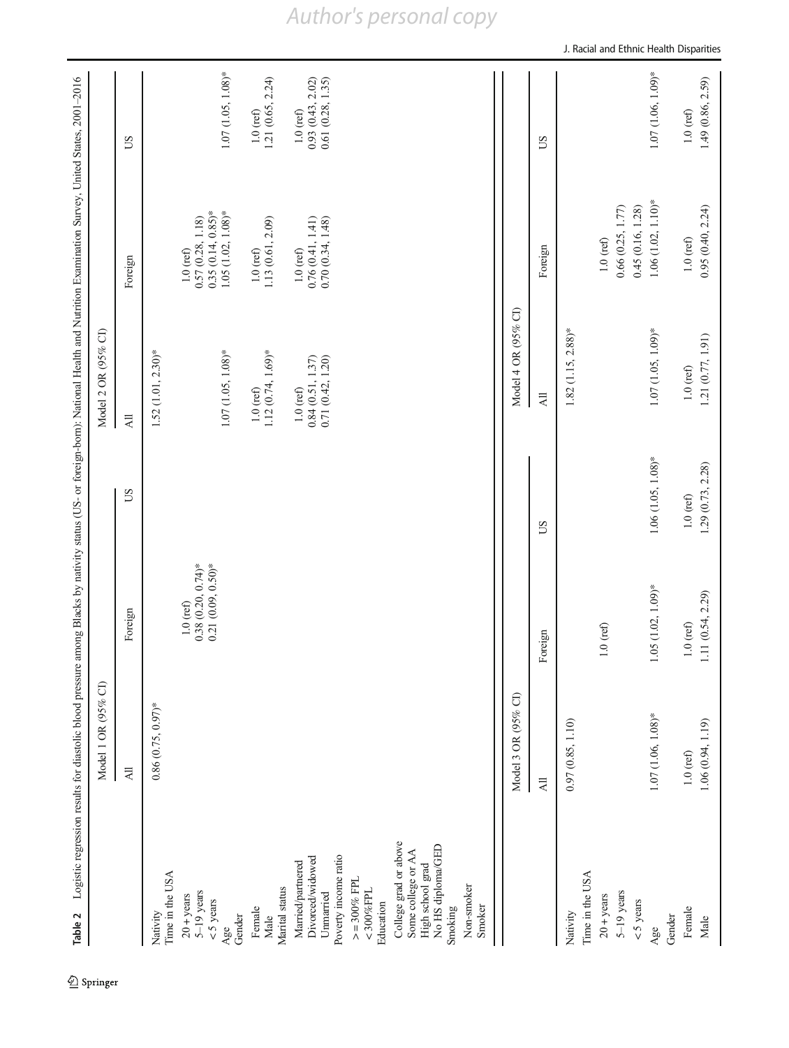**Table 2** Logistic regression results for diastolic blood pressure among Blacks by nativity status (US- or foreign-born): National Health and Nutrition Examination Survey, United States, 2001–2016

| | Model 1 OR (95% CI) | | | Model 2 OR (95% CI) | | |
|---|---|---|---|---|---|---|
| | All | Foreign | US | All | Foreign | US |
| Nativity | 0.86 (0.75, 0.97)* | | | 1.52 (1.01, 2.30)* | | |
| Time in the USA | | | | | | |
| 20 + years | | 1.0 (ref) | | | 1.0 (ref) | |
| 5–19 years | | 0.38 (0.20, 0.74)* | | | 0.57 (0.28, 1.18) | |
| <5 years | | 0.21 (0.09, 0.50)* | | | 0.35 (0.14, 0.85)* | |
| Age | | | | 1.07 (1.05, 1.08)* | 1.05 (1.02, 1.08)* | 1.07 (1.05, 1.08)* |
| Gender | | | | | | |
| Female | | | | 1.0 (ref) | 1.0 (ref) | 1.0 (ref) |
| Male | | | | 1.12 (0.74, 1.69)* | 1.13 (0.61, 2.09) | 1.21 (0.65, 2.24) |
| Marital status | | | | | | |
| Married/partnered | | | | 1.0 (ref) | 1.0 (ref) | 1.0 (ref) |
| Divorced/widowed | | | | 0.84 (0.51, 1.37) | 0.76 (0.41, 1.41) | 0.93 (0.43, 2.02) |
| Unmarried | | | | 0.71 (0.42, 1.20) | 0.70 (0.34, 1.48) | 0.61 (0.28, 1.35) |
| Poverty income ratio | | | | | | |
| >= 300% FPL | | | | | | |
| <300%FPL | | | | | | |
| Education | | | | | | |
| College grad or above | | | | | | |
| Some college or AA | | | | | | |
| High school grad | | | | | | |
| No HS diploma/GED | | | | | | |
| Smoking | | | | | | |
| Non-smoker | | | | | | |
| Smoker | | | | | | |

| | Model 3 OR (95% CI) | | | Model 4 OR (95% CI) | | |
|---|---|---|---|---|---|---|
| | All | Foreign | US | All | Foreign | US |
| Nativity | 0.97 (0.85, 1.10) | | | 1.82 (1.15, 2.88)* | | |
| Time in the USA | | | | | | |
| 20 + years | | 1.0 (ref) | | | 1.0 (ref) | |
| 5–19 years | | | | | 0.66 (0.25, 1.77) | |
| <5 years | | | | | 0.45 (0.16, 1.28) | |
| Age | 1.07 (1.06, 1.08)* | 1.05 (1.02, 1.09)* | 1.06 (1.05, 1.08)* | 1.07 (1.05, 1.09)* | 1.06 (1.02, 1.10)* | 1.07 (1.06, 1.09)* |
| Gender | | | | | | |
| Female | 1.0 (ref) | 1.0 (ref) | 1.0 (ref) | 1.0 (ref) | 1.0 (ref) | 1.0 (ref) |
| Male | 1.06 (0.94, 1.19) | 1.11 (0.54, 2.29) | 1.29 (0.73, 2.28) | 1.21 (0.77, 1.91) | 0.95 (0.40, 2.24) | 1.49 (0.86, 2.59) |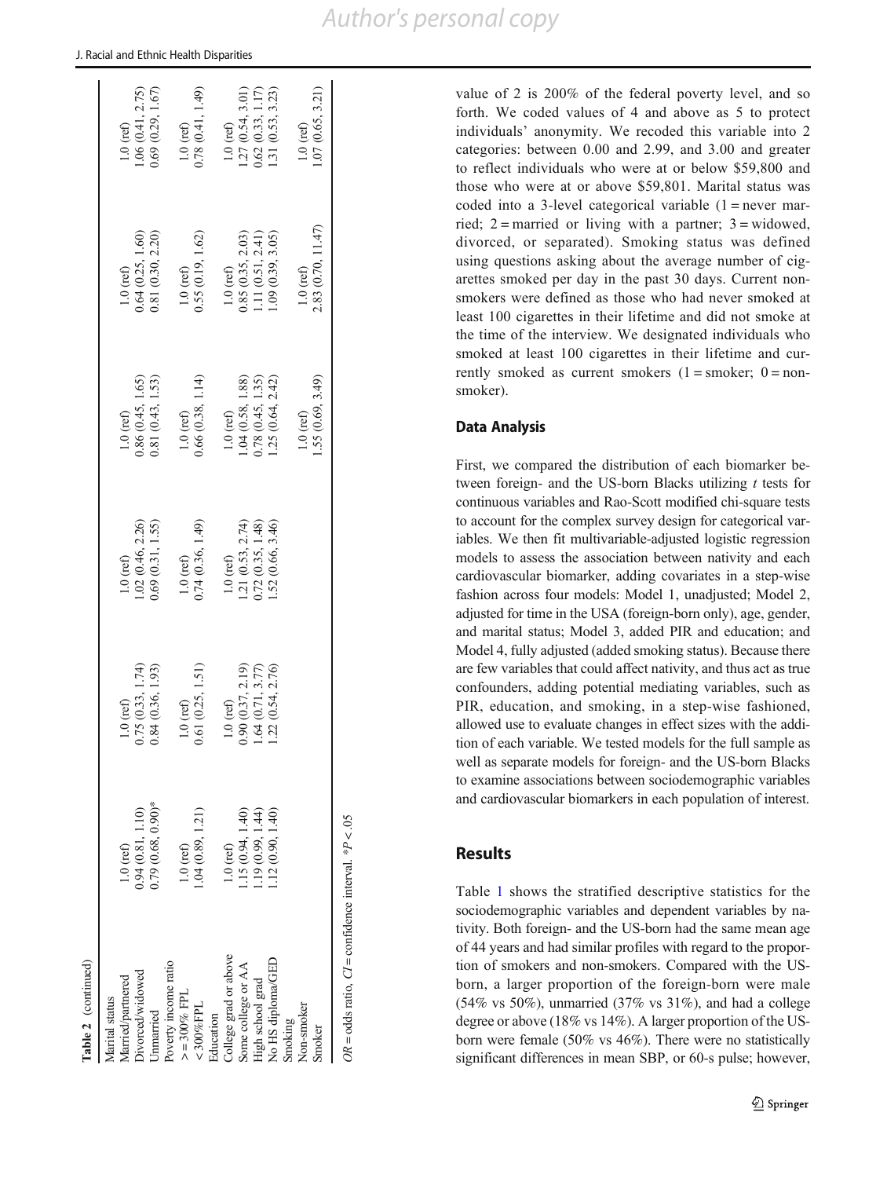**Table 2** (continued)

| | | | | | | |
|---|---|---|---|---|---|---|
| Marital status | | | | | | |
| Married/partnered | 1.0 (ref) | 1.0 (ref) | 1.0 (ref) | 1.0 (ref) | 1.0 (ref) | 1.0 (ref) |
| Divorced/widowed | 0.94 (0.81, 1.10) | 0.75 (0.33, 1.74) | 1.02 (0.46, 2.26) | 0.86 (0.45, 1.65) | 0.64 (0.25, 1.60) | 1.06 (0.41, 2.75) |
| Unmarried | 0.79 (0.68, 0.90)* | 0.84 (0.36, 1.93) | 0.69 (0.31, 1.55) | 0.81 (0.43, 1.53) | 0.81 (0.30, 2.20) | 0.69 (0.29, 1.67) |
| Poverty income ratio | | | | | | |
| >= 300% FPL | 1.0 (ref) | 1.0 (ref) | 1.0 (ref) | 1.0 (ref) | 1.0 (ref) | 1.0 (ref) |
| < 300%FPL | 1.04 (0.89, 1.21) | 0.61 (0.25, 1.51) | 0.74 (0.36, 1.49) | 0.66 (0.38, 1.14) | 0.55 (0.19, 1.62) | 0.78 (0.41, 1.49) |
| Education | | | | | | |
| College grad or above | 1.0 (ref) | 1.0 (ref) | 1.0 (ref) | 1.0 (ref) | 1.0 (ref) | 1.0 (ref) |
| Some college or AA | 1.15 (0.94, 1.40) | 0.90 (0.37, 2.19) | 1.21 (0.53, 2.74) | 1.04 (0.58, 1.88) | 0.85 (0.35, 2.03) | 1.27 (0.54, 3.01) |
| High school grad | 1.19 (0.99, 1.44) | 1.64 (0.71, 3.77) | 0.72 (0.35, 1.48) | 0.78 (0.45, 1.35) | 1.11 (0.51, 2.41) | 0.62 (0.33, 1.17) |
| No HS diploma/GED | 1.12 (0.90, 1.40) | 1.22 (0.54, 2.76) | 1.52 (0.66, 3.46) | 1.25 (0.64, 2.42) | 1.09 (0.39, 3.05) | 1.31 (0.53, 3.23) |
| Smoking | | | | | | |
| Non-smoker | | | | 1.0 (ref) | 1.0 (ref) | 1.0 (ref) |
| Smoker | | | | 1.55 (0.69, 3.49) | 2.83 (0.70, 11.47) | 1.07 (0.65, 3.21) |

*OR* = odds ratio, *CI* = confidence interval. $^*P < .05$

value of 2 is 200% of the federal poverty level, and so forth. We coded values of 4 and above as 5 to protect individuals' anonymity. We recoded this variable into 2 categories: between 0.00 and 2.99, and 3.00 and greater to reflect individuals who were at or below \$59,800 and those who were at or above \$59,801. Marital status was coded into a 3-level categorical variable (1 = never married; 2 = married or living with a partner; 3 = widowed, divorced, or separated). Smoking status was defined using questions asking about the average number of cigarettes smoked per day in the past 30 days. Current non-smokers were defined as those who had never smoked at least 100 cigarettes in their lifetime and did not smoke at the time of the interview. We designated individuals who smoked at least 100 cigarettes in their lifetime and currently smoked as current smokers (1 = smoker; 0 = non-smoker).

### Data Analysis

First, we compared the distribution of each biomarker between foreign- and the US-born Blacks utilizing *t* tests for continuous variables and Rao-Scott modified chi-square tests to account for the complex survey design for categorical variables. We then fit multivariable-adjusted logistic regression models to assess the association between nativity and each cardiovascular biomarker, adding covariates in a step-wise fashion across four models: Model 1, unadjusted; Model 2, adjusted for time in the USA (foreign-born only), age, gender, and marital status; Model 3, added PIR and education; and Model 4, fully adjusted (added smoking status). Because there are few variables that could affect nativity, and thus act as true confounders, adding potential mediating variables, such as PIR, education, and smoking, in a step-wise fashioned, allowed use to evaluate changes in effect sizes with the addition of each variable. We tested models for the full sample as well as separate models for foreign- and the US-born Blacks to examine associations between sociodemographic variables and cardiovascular biomarkers in each population of interest.

## Results

Table 1 shows the stratified descriptive statistics for the sociodemographic variables and dependent variables by nativity. Both foreign- and the US-born had the same mean age of 44 years and had similar profiles with regard to the proportion of smokers and non-smokers. Compared with the US-born, a larger proportion of the foreign-born were male (54% vs 50%), unmarried (37% vs 31%), and had a college degree or above (18% vs 14%). A larger proportion of the US-born were female (50% vs 46%). There were no statistically significant differences in mean SBP, or 60-s pulse; however,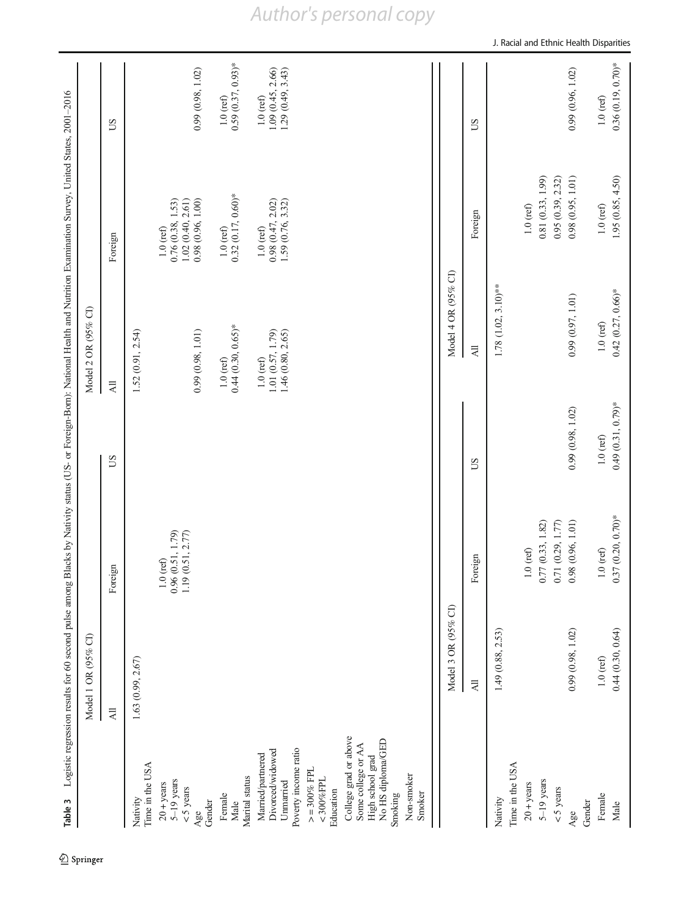**Table 3** Logistic regression results for 60 second pulse among Blacks by Nativity status (US- or Foreign-Born): National Health and Nutrition Examination Survey, United States, 2001–2016

| | Model 1 OR (95% CI) | | | Model 2 OR (95% CI) | | |
|---|---|---|---|---|---|---|
| | All | Foreign | US | All | Foreign | US |
| Nativity | 1.63 (0.99, 2.67) | | | 1.52 (0.91, 2.54) | | |
| Time in the USA | | | | | | |
| 20 + years | | 1.0 (ref) | | | 1.0 (ref) | |
| 5–19 years | | 0.96 (0.51, 1.79) | | | 0.76 (0.38, 1.53) | |
| < 5 years | | 1.19 (0.51, 2.77) | | | 1.02 (0.40, 2.61) | |
| Age | | | | 0.99 (0.98, 1.01) | 0.98 (0.96, 1.00) | 0.99 (0.98, 1.02) |
| Gender | | | | | | |
| Female | | | | 1.0 (ref) | 1.0 (ref) | 1.0 (ref) |
| Male | | | | 0.44 (0.30, 0.65)* | 0.32 (0.17, 0.60)* | 0.59 (0.37, 0.93)* |
| Marital status | | | | | | |
| Married/partnered | | | | 1.0 (ref) | 1.0 (ref) | 1.0 (ref) |
| Divorced/widowed | | | | 1.01 (0.57, 1.79) | 0.98 (0.47, 2.02) | 1.09 (0.45, 2.66) |
| Unmarried | | | | 1.46 (0.80, 2.65) | 1.59 (0.76, 3.32) | 1.29 (0.49, 3.43) |
| Poverty income ratio | | | | | | |
| >= 300% FPL | | | | | | |
| < 300%FPL | | | | | | |
| Education | | | | | | |
| College grad or above | | | | | | |
| Some college or AA | | | | | | |
| High school grad | | | | | | |
| No HS diploma/GED | | | | | | |
| Smoking | | | | | | |
| Non-smoker | | | | | | |
| Smoker | | | | | | |

| | Model 3 OR (95% CI) | | | Model 4 OR (95% CI) | | |
|---|---|---|---|---|---|---|
| | All | Foreign | US | All | Foreign | US |
| Nativity | 1.49 (0.88, 2.53) | | | 1.78 (1.02, 3.10)** | | |
| Time in the USA | | | | | | |
| 20 + years | | 1.0 (ref) | | | 1.0 (ref) | |
| 5–19 years | | 0.77 (0.33, 1.82) | | | 0.81 (0.33, 1.99) | |
| < 5 years | | 0.71 (0.29, 1.77) | | | 0.95 (0.39, 2.32) | |
| Age | 0.99 (0.98, 1.02) | 0.98 (0.96, 1.01) | 0.99 (0.98, 1.02) | 0.99 (0.97, 1.01) | 0.98 (0.95, 1.01) | 0.99 (0.96, 1.02) |
| Gender | | | | | | |
| Female | 1.0 (ref) | 1.0 (ref) | 1.0 (ref) | 1.0 (ref) | 1.0 (ref) | 1.0 (ref) |
| Male | 0.44 (0.30, 0.64) | 0.37 (0.20, 0.70)* | 0.49 (0.31, 0.79)* | 0.42 (0.27, 0.66)* | 1.95 (0.85, 4.50) | 0.36 (0.19, 0.70)* |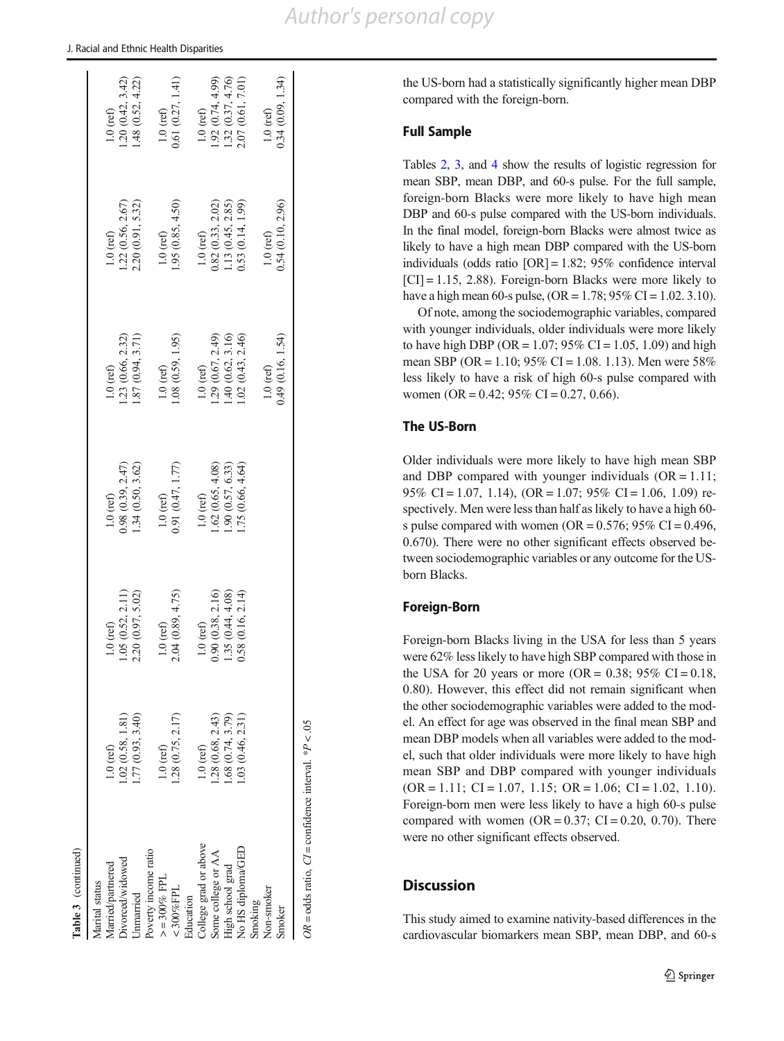**Table 3** (continued)

| | | | | | | |
|---|---|---|---|---|---|---|
| Marital status | | | | | | |
| Married/partnered | 1.0 (ref) | 1.0 (ref) | 1.0 (ref) | 1.0 (ref) | 1.0 (ref) | 1.0 (ref) |
| Divorced/widowed | 1.02 (0.58, 1.81) | 1.05 (0.52, 2.11) | 0.98 (0.39, 2.47) | 1.23 (0.66, 2.32) | 1.22 (0.56, 2.67) | 1.20 (0.42, 3.42) |
| Unmarried | 1.77 (0.93, 3.40) | 2.20 (0.97, 5.02) | 1.34 (0.50, 3.62) | 1.87 (0.94, 3.71) | 2.20 (0.91, 5.32) | 1.48 (0.52, 4.22) |
| Poverty income ratio | | | | | | |
| >= 300% FPL | 1.0 (ref) | 1.0 (ref) | 1.0 (ref) | 1.0 (ref) | 1.0 (ref) | 1.0 (ref) |
| < 300%FPL | 1.28 (0.75, 2.17) | 2.04 (0.89, 4.75) | 0.91 (0.47, 1.77) | 1.08 (0.59, 1.95) | 1.95 (0.85, 4.50) | 0.61 (0.27, 1.41) |
| Education | | | | | | |
| College grad or above | 1.0 (ref) | 1.0 (ref) | 1.0 (ref) | 1.0 (ref) | 1.0 (ref) | 1.0 (ref) |
| Some college or AA | 1.28 (0.68, 2.43) | 0.90 (0.38, 2.16) | 1.62 (0.65, 4.08) | 1.29 (0.67, 2.49) | 0.82 (0.33, 2.02) | 1.92 (0.74, 4.99) |
| High school grad | 1.68 (0.74, 3.79) | 1.35 (0.44, 4.08) | 1.90 (0.57, 6.33) | 1.40 (0.62, 3.16) | 1.13 (0.45, 2.85) | 1.32 (0.37, 4.76) |
| No HS diploma/GED | 1.03 (0.46, 2.31) | 0.58 (0.16, 2.14) | 1.75 (0.66, 4.64) | 1.02 (0.43, 2.46) | 0.53 (0.14, 1.99) | 2.07 (0.61, 7.01) |
| Smoking | | | | | | |
| Non-smoker | | | | 1.0 (ref) | 1.0 (ref) | 1.0 (ref) |
| Smoker | | | | 0.49 (0.16, 1.54) | 0.54 (0.10, 2.96) | 0.34 (0.09, 1.34) |

*OR* = odds ratio, *CI* = confidence interval. \**P* < .05

the US-born had a statistically significantly higher mean DBP compared with the foreign-born.

### Full Sample

Tables 2, 3, and 4 show the results of logistic regression for mean SBP, mean DBP, and 60-s pulse. For the full sample, foreign-born Blacks were more likely to have high mean DBP and 60-s pulse compared with the US-born individuals. In the final model, foreign-born Blacks were almost twice as likely to have a high mean DBP compared with the US-born individuals (odds ratio [OR] = 1.82; 95% confidence interval [CI] = 1.15, 2.88). Foreign-born Blacks were more likely to have a high mean 60-s pulse, (OR = 1.78; 95% CI = 1.02. 3.10).

Of note, among the sociodemographic variables, compared with younger individuals, older individuals were more likely to have high DBP (OR = 1.07; 95% CI = 1.05, 1.09) and high mean SBP (OR = 1.10; 95% CI = 1.08. 1.13). Men were 58% less likely to have a risk of high 60-s pulse compared with women (OR = 0.42; 95% CI = 0.27, 0.66).

### The US-Born

Older individuals were more likely to have high mean SBP and DBP compared with younger individuals (OR = 1.11; 95% CI = 1.07, 1.14), (OR = 1.07; 95% CI = 1.06, 1.09) respectively. Men were less than half as likely to have a high 60-s pulse compared with women (OR = 0.576; 95% CI = 0.496, 0.670). There were no other significant effects observed between sociodemographic variables or any outcome for the US-born Blacks.

### Foreign-Born

Foreign-born Blacks living in the USA for less than 5 years were 62% less likely to have high SBP compared with those in the USA for 20 years or more (OR = 0.38; 95% CI = 0.18, 0.80). However, this effect did not remain significant when the other sociodemographic variables were added to the model. An effect for age was observed in the final mean SBP and mean DBP models when all variables were added to the model, such that older individuals were more likely to have high mean SBP and DBP compared with younger individuals (OR = 1.11; CI = 1.07, 1.15; OR = 1.06; CI = 1.02, 1.10). Foreign-born men were less likely to have a high 60-s pulse compared with women (OR = 0.37; CI = 0.20, 0.70). There were no other significant effects observed.

## Discussion

This study aimed to examine nativity-based differences in the cardiovascular biomarkers mean SBP, mean DBP, and 60-s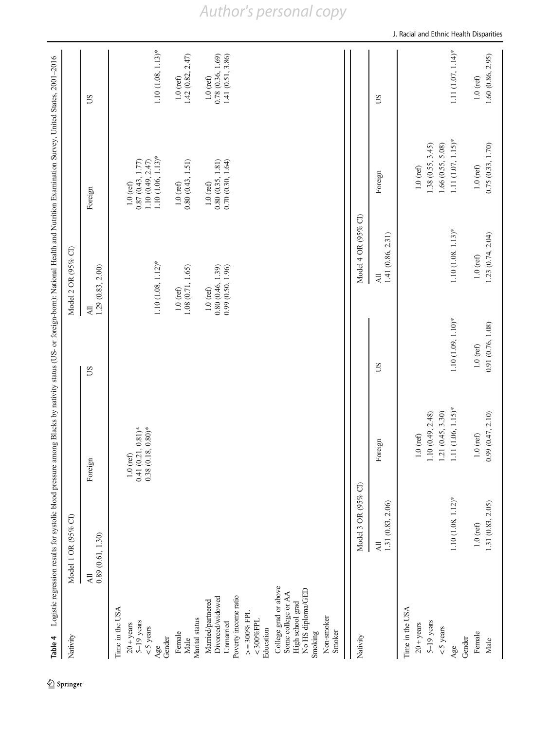**Table 4** Logistic regression results for systolic blood pressure among Blacks by nativity status (US- or foreign-born): National Health and Nutrition Examination Survey, United States, 2001–2016

| Nativity | Model 1 OR (95% CI) | | | Model 2 OR (95% CI) | | |
|---|---|---|---|---|---|---|
| | All | Foreign | US | All | Foreign | US |
| | 0.89 (0.61, 1.30) | | | 1.29 (0.83, 2.00) | | |
| Time in the USA | | | | | | |
| 20 + years | | 1.0 (ref) | | | 1.0 (ref) | |
| 5–19 years | | 0.41 (0.21, 0.81)* | | | 0.87 (0.43, 1.77) | |
| < 5 years | | 0.38 (0.18, 0.80)* | | | 1.10 (0.49, 2.47) | |
| Age | | | | 1.10 (1.08, 1.12)* | 1.10 (1.06, 1.13)* | 1.10 (1.08, 1.13)* |
| Gender | | | | | | |
| Female | | | | 1.0 (ref) | 1.0 (ref) | 1.0 (ref) |
| Male | | | | 1.08 (0.71, 1.65) | 0.80 (0.43, 1.51) | 1.42 (0.82, 2.47) |
| Marital status | | | | | | |
| Married/partnered | | | | 1.0 (ref) | 1.0 (ref) | 1.0 (ref) |
| Divorced/widowed | | | | 0.80 (0.46, 1.39) | 0.80 (0.35, 1.81) | 0.78 (0.36, 1.69) |
| Unmarried | | | | 0.99 (0.50, 1.96) | 0.70 (0.30, 1.64) | 1.41 (0.51, 3.86) |
| Poverty income ratio | | | | | | |
| > = 300% FPL | | | | | | |
| < 300%FPL | | | | | | |
| Education | | | | | | |
| College grad or above | | | | | | |
| Some college or AA | | | | | | |
| High school grad | | | | | | |
| No HS diploma/GED | | | | | | |
| Smoking | | | | | | |
| Non-smoker | | | | | | |
| Smoker | | | | | | |

| Nativity | Model 3 OR (95% CI) | | | Model 4 OR (95% CI) | | |
|---|---|---|---|---|---|---|
| | All | Foreign | US | All | Foreign | US |
| | 1.31 (0.83, 2.06) | | | 1.41 (0.86, 2.31) | | |
| Time in the USA | | | | | | |
| 20 + years | | 1.0 (ref) | | | 1.0 (ref) | |
| 5–19 years | | 1.10 (0.49, 2.48) | | | 1.38 (0.55, 3.45) | |
| < 5 years | | 1.21 (0.45, 3.30) | | | 1.66 (0.55, 5.08) | |
| Age | 1.10 (1.08, 1.12)* | 1.11 (1.06, 1.15)* | 1.10 (1.09, 1.10)* | 1.10 (1.08, 1.13)* | 1.11 (1.07, 1.15)* | 1.11 (1.07, 1.14)* |
| Gender | | | | | | |
| Female | 1.0 (ref) | 1.0 (ref) | 1.0 (ref) | 1.0 (ref) | 1.0 (ref) | 1.0 (ref) |
| Male | 1.31 (0.83, 2.05) | 0.99 (0.47, 2.10) | 0.91 (0.76, 1.08) | 1.23 (0.74, 2.04) | 0.75 (0.33, 1.70) | 1.60 (0.86, 2.95) |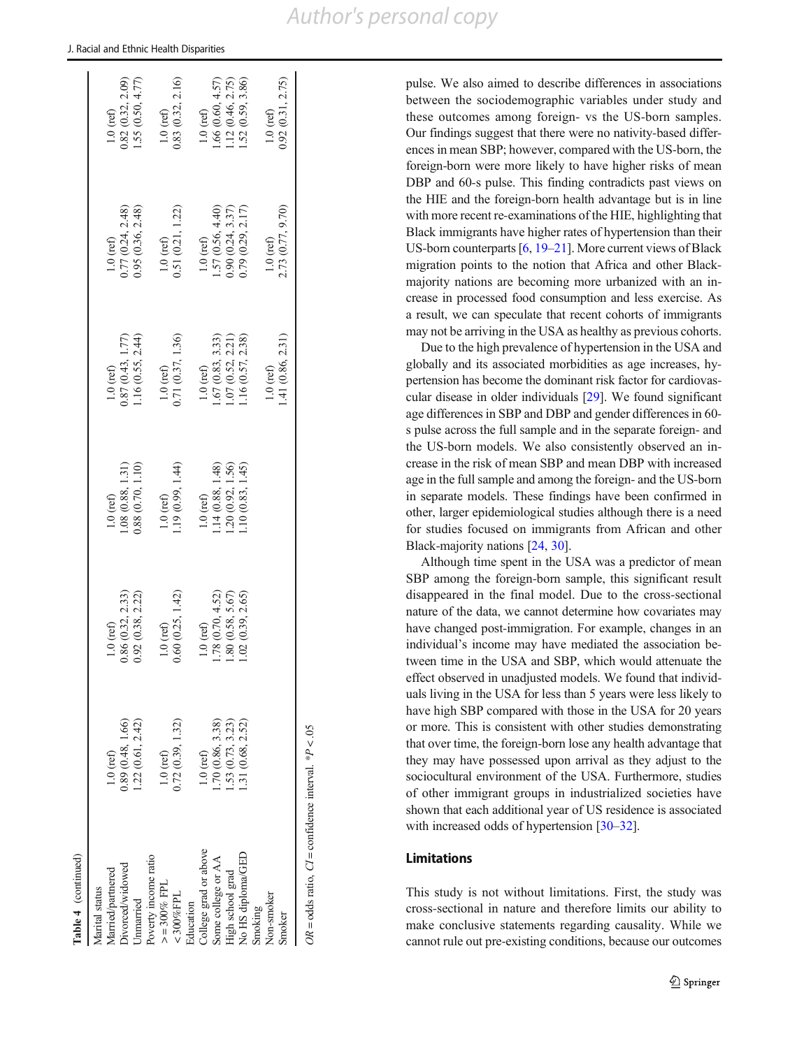**Table 4** (continued)

| | | | | | | |
|---|---|---|---|---|---|---|
| Marital status | | | | | | |
| Married/partnered | 1.0 (ref) | 1.0 (ref) | 1.0 (ref) | 1.0 (ref) | 1.0 (ref) | 1.0 (ref) |
| Divorced/widowed | 0.89 (0.48, 1.66) | 0.86 (0.32, 2.33) | 1.08 (0.88, 1.31) | 0.87 (0.43, 1.77) | 0.77 (0.24, 2.48) | 0.82 (0.32, 2.09) |
| Unmarried | 1.22 (0.61, 2.42) | 0.92 (0.38, 2.22) | 0.88 (0.70, 1.10) | 1.16 (0.55, 2.44) | 0.95 (0.36, 2.48) | 1.55 (0.50, 4.77) |
| Poverty income ratio | | | | | | |
| >=300% FPL | 1.0 (ref) | 1.0 (ref) | 1.0 (ref) | 1.0 (ref) | 1.0 (ref) | 1.0 (ref) |
| <300%FPL | 0.72 (0.39, 1.32) | 0.60 (0.25, 1.42) | 1.19 (0.99, 1.44) | 0.71 (0.37, 1.36) | 0.51 (0.21, 1.22) | 0.83 (0.32, 2.16) |
| Education | | | | | | |
| College grad or above | 1.0 (ref) | 1.0 (ref) | 1.0 (ref) | 1.0 (ref) | 1.0 (ref) | 1.0 (ref) |
| Some college or AA | 1.70 (0.86, 3.38) | 1.78 (0.70, 4.52) | 1.14 (0.88, 1.48) | 1.67 (0.83, 3.33) | 1.57 (0.56, 4.40) | 1.66 (0.60, 4.57) |
| High school grad | 1.53 (0.73, 3.23) | 1.80 (0.58, 5.67) | 1.20 (0.92, 1.56) | 1.07 (0.52, 2.21) | 0.90 (0.24, 3.37) | 1.12 (0.46, 2.75) |
| No HS diploma/GED | 1.31 (0.68, 2.52) | 1.02 (0.39, 2.65) | 1.10 (0.83, 1.45) | 1.16 (0.57, 2.38) | 0.79 (0.29, 2.17) | 1.52 (0.59, 3.86) |
| Smoking | | | | | | |
| Non-smoker | | | | 1.0 (ref) | 1.0 (ref) | 1.0 (ref) |
| Smoker | | | | 1.41 (0.86, 2.31) | 2.73 (0.77, 9.70) | 0.92 (0.31, 2.75) |

*OR* = odds ratio, *CI* = confidence interval. *$P < .05$

pulse. We also aimed to describe differences in associations between the sociodemographic variables under study and these outcomes among foreign- vs the US-born samples. Our findings suggest that there were no nativity-based differences in mean SBP; however, compared with the US-born, the foreign-born were more likely to have higher risks of mean DBP and 60-s pulse. This finding contradicts past views on the HIE and the foreign-born health advantage but is in line with more recent re-examinations of the HIE, highlighting that Black immigrants have higher rates of hypertension than their US-born counterparts [6, 19–21]. More current views of Black migration points to the notion that Africa and other Black-majority nations are becoming more urbanized with an increase in processed food consumption and less exercise. As a result, we can speculate that recent cohorts of immigrants may not be arriving in the USA as healthy as previous cohorts.

Due to the high prevalence of hypertension in the USA and globally and its associated morbidities as age increases, hypertension has become the dominant risk factor for cardiovascular disease in older individuals [29]. We found significant age differences in SBP and DBP and gender differences in 60-s pulse across the full sample and in the separate foreign- and the US-born models. We also consistently observed an increase in the risk of mean SBP and mean DBP with increased age in the full sample and among the foreign- and the US-born in separate models. These findings have been confirmed in other, larger epidemiological studies although there is a need for studies focused on immigrants from African and other Black-majority nations [24, 30].

Although time spent in the USA was a predictor of mean SBP among the foreign-born sample, this significant result disappeared in the final model. Due to the cross-sectional nature of the data, we cannot determine how covariates may have changed post-immigration. For example, changes in an individual's income may have mediated the association between time in the USA and SBP, which would attenuate the effect observed in unadjusted models. We found that individuals living in the USA for less than 5 years were less likely to have high SBP compared with those in the USA for 20 years or more. This is consistent with other studies demonstrating that over time, the foreign-born lose any health advantage that they may have possessed upon arrival as they adjust to the sociocultural environment of the USA. Furthermore, studies of other immigrant groups in industrialized societies have shown that each additional year of US residence is associated with increased odds of hypertension [30–32].

## Limitations

This study is not without limitations. First, the study was cross-sectional in nature and therefore limits our ability to make conclusive statements regarding causality. While we cannot rule out pre-existing conditions, because our outcomes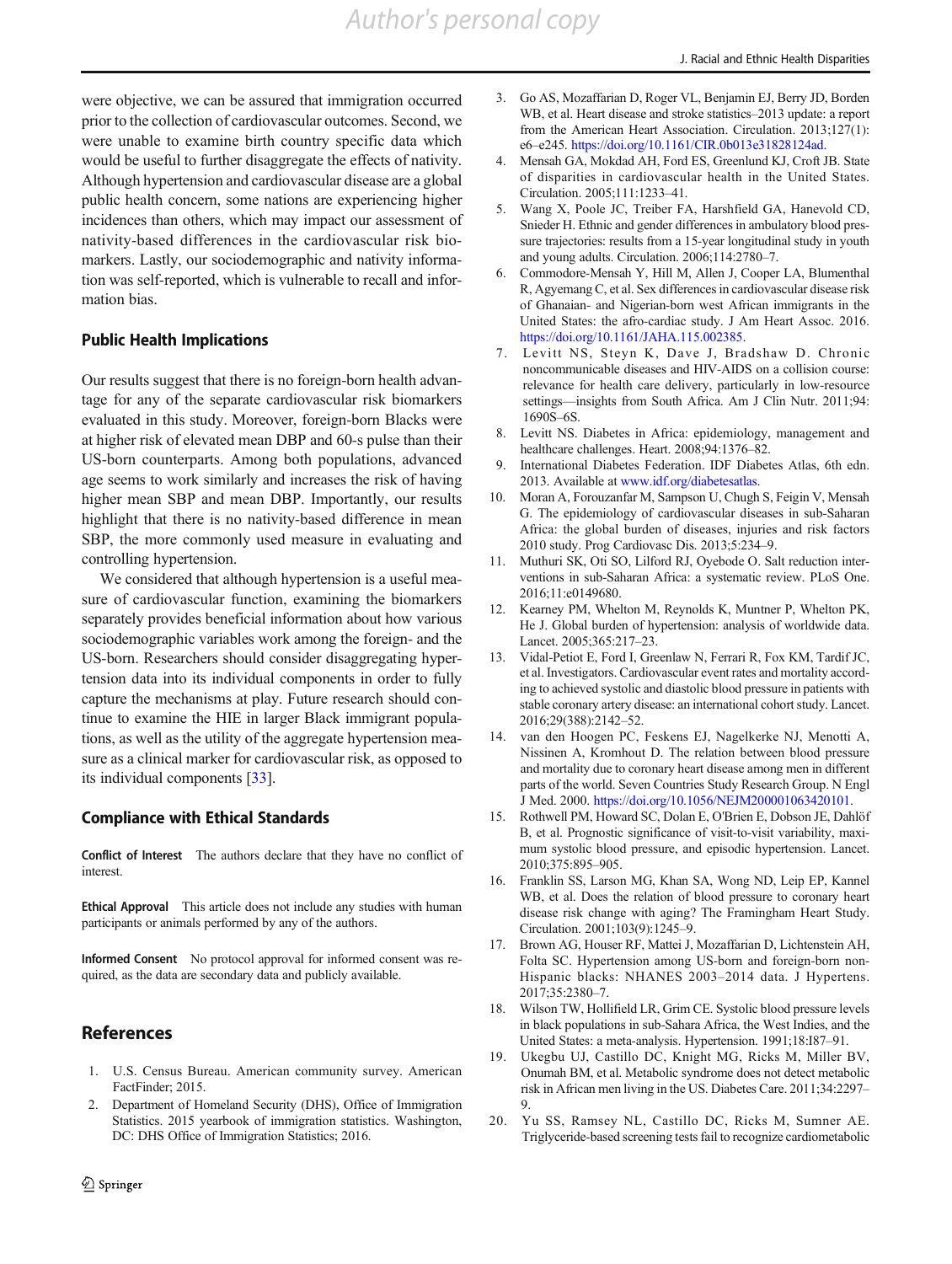were objective, we can be assured that immigration occurred prior to the collection of cardiovascular outcomes. Second, we were unable to examine birth country specific data which would be useful to further disaggregate the effects of nativity. Although hypertension and cardiovascular disease are a global public health concern, some nations are experiencing higher incidences than others, which may impact our assessment of nativity-based differences in the cardiovascular risk biomarkers. Lastly, our sociodemographic and nativity information was self-reported, which is vulnerable to recall and information bias.

## Public Health Implications

Our results suggest that there is no foreign-born health advantage for any of the separate cardiovascular risk biomarkers evaluated in this study. Moreover, foreign-born Blacks were at higher risk of elevated mean DBP and 60-s pulse than their US-born counterparts. Among both populations, advanced age seems to work similarly and increases the risk of having higher mean SBP and mean DBP. Importantly, our results highlight that there is no nativity-based difference in mean SBP, the more commonly used measure in evaluating and controlling hypertension.

We considered that although hypertension is a useful measure of cardiovascular function, examining the biomarkers separately provides beneficial information about how various sociodemographic variables work among the foreign- and the US-born. Researchers should consider disaggregating hypertension data into its individual components in order to fully capture the mechanisms at play. Future research should continue to examine the HIE in larger Black immigrant populations, as well as the utility of the aggregate hypertension measure as a clinical marker for cardiovascular risk, as opposed to its individual components [33].

## Compliance with Ethical Standards

**Conflict of Interest** The authors declare that they have no conflict of interest.

**Ethical Approval** This article does not include any studies with human participants or animals performed by any of the authors.

**Informed Consent** No protocol approval for informed consent was required, as the data are secondary data and publicly available.

## References

1. U.S. Census Bureau. American community survey. American FactFinder; 2015.
2. Department of Homeland Security (DHS), Office of Immigration Statistics. 2015 yearbook of immigration statistics. Washington, DC: DHS Office of Immigration Statistics; 2016.
3. Go AS, Mozaffarian D, Roger VL, Benjamin EJ, Berry JD, Borden WB, et al. Heart disease and stroke statistics–2013 update: a report from the American Heart Association. Circulation. 2013;127(1): e6–e245. https://doi.org/10.1161/CIR.0b013e31828124ad.
4. Mensah GA, Mokdad AH, Ford ES, Greenlund KJ, Croft JB. State of disparities in cardiovascular health in the United States. Circulation. 2005;111:1233–41.
5. Wang X, Poole JC, Treiber FA, Harshfield GA, Hanevold CD, Snieder H. Ethnic and gender differences in ambulatory blood pressure trajectories: results from a 15-year longitudinal study in youth and young adults. Circulation. 2006;114:2780–7.
6. Commodore-Mensah Y, Hill M, Allen J, Cooper LA, Blumenthal R, Agyemang C, et al. Sex differences in cardiovascular disease risk of Ghanaian- and Nigerian-born west African immigrants in the United States: the afro-cardiac study. J Am Heart Assoc. 2016. https://doi.org/10.1161/JAHA.115.002385.
7. Levitt NS, Steyn K, Dave J, Bradshaw D. Chronic noncommunicable diseases and HIV-AIDS on a collision course: relevance for health care delivery, particularly in low-resource settings—insights from South Africa. Am J Clin Nutr. 2011;94: 1690S–6S.
8. Levitt NS. Diabetes in Africa: epidemiology, management and healthcare challenges. Heart. 2008;94:1376–82.
9. International Diabetes Federation. IDF Diabetes Atlas, 6th edn. 2013. Available at www.idf.org/diabetesatlas.
10. Moran A, Forouzanfar M, Sampson U, Chugh S, Feigin V, Mensah G. The epidemiology of cardiovascular diseases in sub-Saharan Africa: the global burden of diseases, injuries and risk factors 2010 study. Prog Cardiovasc Dis. 2013;5:234–9.
11. Muthuri SK, Oti SO, Lilford RJ, Oyebode O. Salt reduction interventions in sub-Saharan Africa: a systematic review. PLoS One. 2016;11:e0149680.
12. Kearney PM, Whelton M, Reynolds K, Muntner P, Whelton PK, He J. Global burden of hypertension: analysis of worldwide data. Lancet. 2005;365:217–23.
13. Vidal-Petiot E, Ford I, Greenlaw N, Ferrari R, Fox KM, Tardif JC, et al. Investigators. Cardiovascular event rates and mortality according to achieved systolic and diastolic blood pressure in patients with stable coronary artery disease: an international cohort study. Lancet. 2016;29(388):2142–52.
14. van den Hoogen PC, Feskens EJ, Nagelkerke NJ, Menotti A, Nissinen A, Kromhout D. The relation between blood pressure and mortality due to coronary heart disease among men in different parts of the world. Seven Countries Study Research Group. N Engl J Med. 2000. https://doi.org/10.1056/NEJM200001063420101.
15. Rothwell PM, Howard SC, Dolan E, O'Brien E, Dobson JE, Dahlöf B, et al. Prognostic significance of visit-to-visit variability, maximum systolic blood pressure, and episodic hypertension. Lancet. 2010;375:895–905.
16. Franklin SS, Larson MG, Khan SA, Wong ND, Leip EP, Kannel WB, et al. Does the relation of blood pressure to coronary heart disease risk change with aging? The Framingham Heart Study. Circulation. 2001;103(9):1245–9.
17. Brown AG, Houser RF, Mattei J, Mozaffarian D, Lichtenstein AH, Folta SC. Hypertension among US-born and foreign-born non-Hispanic blacks: NHANES 2003–2014 data. J Hypertens. 2017;35:2380–7.
18. Wilson TW, Hollifield LR, Grim CE. Systolic blood pressure levels in black populations in sub-Sahara Africa, the West Indies, and the United States: a meta-analysis. Hypertension. 1991;18:I87–91.
19. Ukegbu UJ, Castillo DC, Knight MG, Ricks M, Miller BV, Onumah BM, et al. Metabolic syndrome does not detect metabolic risk in African men living in the US. Diabetes Care. 2011;34:2297–9.
20. Yu SS, Ramsey NL, Castillo DC, Ricks M, Sumner AE. Triglyceride-based screening tests fail to recognize cardiometabolic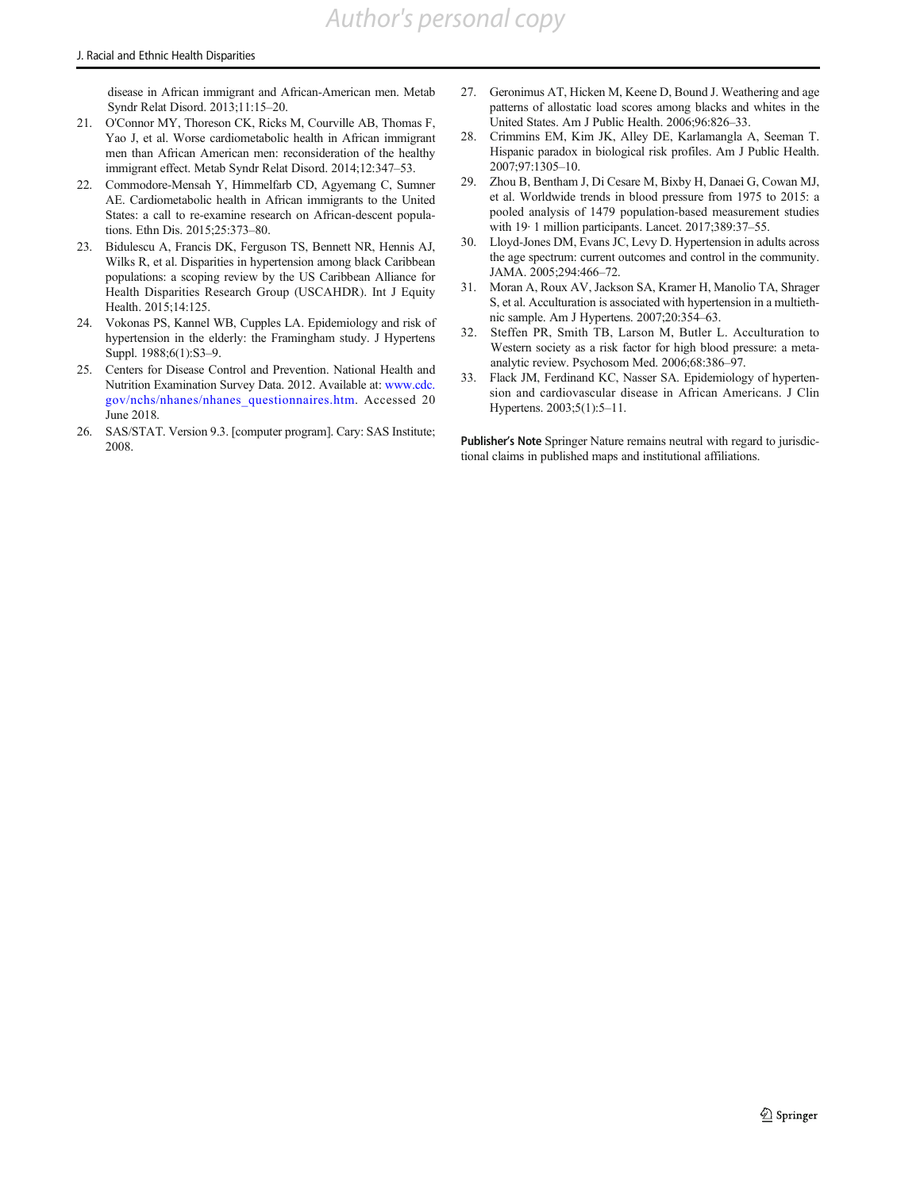disease in African immigrant and African-American men. Metab Syndr Relat Disord. 2013;11:15–20.

21. O'Connor MY, Thoreson CK, Ricks M, Courville AB, Thomas F, Yao J, et al. Worse cardiometabolic health in African immigrant men than African American men: reconsideration of the healthy immigrant effect. Metab Syndr Relat Disord. 2014;12:347–53.
22. Commodore-Mensah Y, Himmelfarb CD, Agyemang C, Sumner AE. Cardiometabolic health in African immigrants to the United States: a call to re-examine research on African-descent populations. Ethn Dis. 2015;25:373–80.
23. Bidulescu A, Francis DK, Ferguson TS, Bennett NR, Hennis AJ, Wilks R, et al. Disparities in hypertension among black Caribbean populations: a scoping review by the US Caribbean Alliance for Health Disparities Research Group (USCAHDR). Int J Equity Health. 2015;14:125.
24. Vokonas PS, Kannel WB, Cupples LA. Epidemiology and risk of hypertension in the elderly: the Framingham study. J Hypertens Suppl. 1988;6(1):S3–9.
25. Centers for Disease Control and Prevention. National Health and Nutrition Examination Survey Data. 2012. Available at: www.cdc.gov/nchs/nhanes/nhanes_questionnaires.htm. Accessed 20 June 2018.
26. SAS/STAT. Version 9.3. [computer program]. Cary: SAS Institute; 2008.
27. Geronimus AT, Hicken M, Keene D, Bound J. Weathering and age patterns of allostatic load scores among blacks and whites in the United States. Am J Public Health. 2006;96:826–33.
28. Crimmins EM, Kim JK, Alley DE, Karlamangla A, Seeman T. Hispanic paradox in biological risk profiles. Am J Public Health. 2007;97:1305–10.
29. Zhou B, Bentham J, Di Cesare M, Bixby H, Danaei G, Cowan MJ, et al. Worldwide trends in blood pressure from 1975 to 2015: a pooled analysis of 1479 population-based measurement studies with 19· 1 million participants. Lancet. 2017;389:37–55.
30. Lloyd-Jones DM, Evans JC, Levy D. Hypertension in adults across the age spectrum: current outcomes and control in the community. JAMA. 2005;294:466–72.
31. Moran A, Roux AV, Jackson SA, Kramer H, Manolio TA, Shrager S, et al. Acculturation is associated with hypertension in a multiethnic sample. Am J Hypertens. 2007;20:354–63.
32. Steffen PR, Smith TB, Larson M, Butler L. Acculturation to Western society as a risk factor for high blood pressure: a meta-analytic review. Psychosom Med. 2006;68:386–97.
33. Flack JM, Ferdinand KC, Nasser SA. Epidemiology of hypertension and cardiovascular disease in African Americans. J Clin Hypertens. 2003;5(1):5–11.

**Publisher's Note** Springer Nature remains neutral with regard to jurisdictional claims in published maps and institutional affiliations.